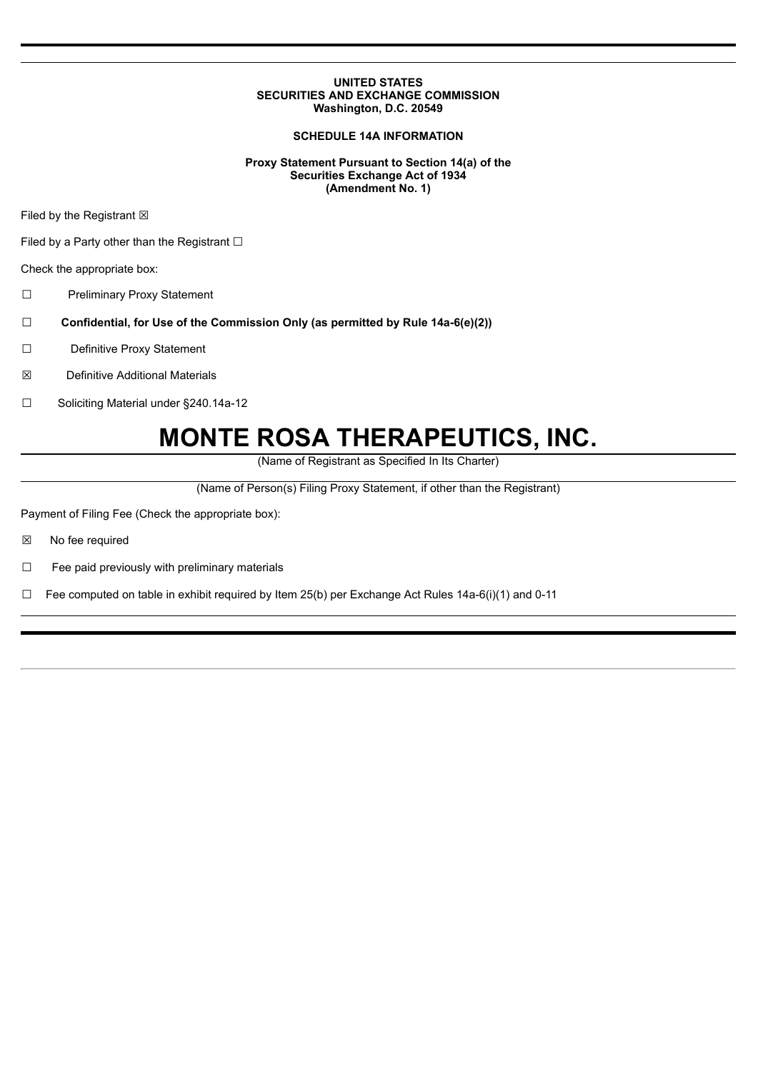**UNITED STATES**
**SECURITIES AND EXCHANGE COMMISSION**
**Washington, D.C. 20549**

**SCHEDULE 14A INFORMATION**

**Proxy Statement Pursuant to Section 14(a) of the**
**Securities Exchange Act of 1934**
**(Amendment No. 1)**

Filed by the Registrant ☒

Filed by a Party other than the Registrant ☐

Check the appropriate box:

☐ Preliminary Proxy Statement

☐ **Confidential, for Use of the Commission Only (as permitted by Rule 14a-6(e)(2))**

☐ Definitive Proxy Statement

☒ Definitive Additional Materials

☐ Soliciting Material under §240.14a-12

# MONTE ROSA THERAPEUTICS, INC.

(Name of Registrant as Specified In Its Charter)

(Name of Person(s) Filing Proxy Statement, if other than the Registrant)

Payment of Filing Fee (Check the appropriate box):

☒ No fee required

☐ Fee paid previously with preliminary materials

☐ Fee computed on table in exhibit required by Item 25(b) per Exchange Act Rules 14a-6(i)(1) and 0-11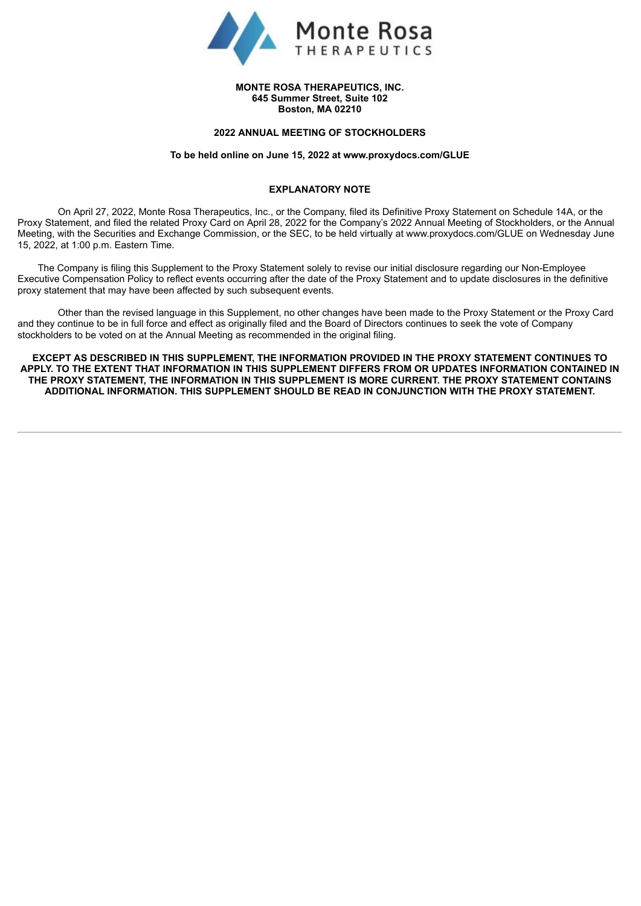**MONTE ROSA THERAPEUTICS, INC.**
**645 Summer Street, Suite 102**
**Boston, MA 02210**

**2022 ANNUAL MEETING OF STOCKHOLDERS**

**To be held online on June 15, 2022 at www.proxydocs.com/GLUE**

**EXPLANATORY NOTE**

On April 27, 2022, Monte Rosa Therapeutics, Inc., or the Company, filed its Definitive Proxy Statement on Schedule 14A, or the Proxy Statement, and filed the related Proxy Card on April 28, 2022 for the Company's 2022 Annual Meeting of Stockholders, or the Annual Meeting, with the Securities and Exchange Commission, or the SEC, to be held virtually at www.proxydocs.com/GLUE on Wednesday June 15, 2022, at 1:00 p.m. Eastern Time.

The Company is filing this Supplement to the Proxy Statement solely to revise our initial disclosure regarding our Non-Employee Executive Compensation Policy to reflect events occurring after the date of the Proxy Statement and to update disclosures in the definitive proxy statement that may have been affected by such subsequent events.

Other than the revised language in this Supplement, no other changes have been made to the Proxy Statement or the Proxy Card and they continue to be in full force and effect as originally filed and the Board of Directors continues to seek the vote of Company stockholders to be voted on at the Annual Meeting as recommended in the original filing.

**EXCEPT AS DESCRIBED IN THIS SUPPLEMENT, THE INFORMATION PROVIDED IN THE PROXY STATEMENT CONTINUES TO APPLY. TO THE EXTENT THAT INFORMATION IN THIS SUPPLEMENT DIFFERS FROM OR UPDATES INFORMATION CONTAINED IN THE PROXY STATEMENT, THE INFORMATION IN THIS SUPPLEMENT IS MORE CURRENT. THE PROXY STATEMENT CONTAINS ADDITIONAL INFORMATION. THIS SUPPLEMENT SHOULD BE READ IN CONJUNCTION WITH THE PROXY STATEMENT.**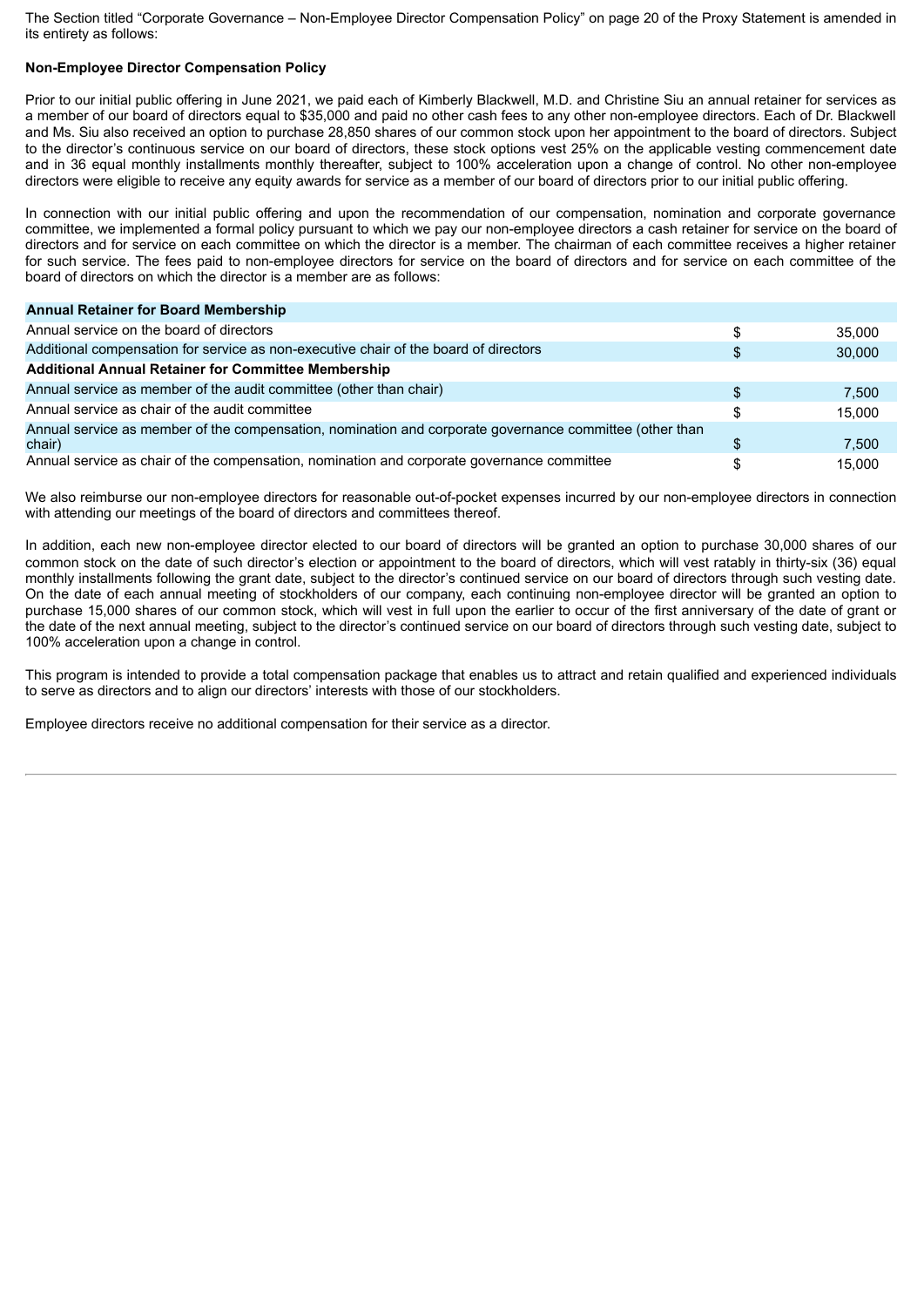The Section titled "Corporate Governance – Non-Employee Director Compensation Policy" on page 20 of the Proxy Statement is amended in its entirety as follows:

**Non-Employee Director Compensation Policy**

Prior to our initial public offering in June 2021, we paid each of Kimberly Blackwell, M.D. and Christine Siu an annual retainer for services as a member of our board of directors equal to $35,000 and paid no other cash fees to any other non-employee directors. Each of Dr. Blackwell and Ms. Siu also received an option to purchase 28,850 shares of our common stock upon her appointment to the board of directors. Subject to the director's continuous service on our board of directors, these stock options vest 25% on the applicable vesting commencement date and in 36 equal monthly installments monthly thereafter, subject to 100% acceleration upon a change of control. No other non-employee directors were eligible to receive any equity awards for service as a member of our board of directors prior to our initial public offering.

In connection with our initial public offering and upon the recommendation of our compensation, nomination and corporate governance committee, we implemented a formal policy pursuant to which we pay our non-employee directors a cash retainer for service on the board of directors and for service on each committee on which the director is a member. The chairman of each committee receives a higher retainer for such service. The fees paid to non-employee directors for service on the board of directors and for service on each committee of the board of directors on which the director is a member are as follows:

| **Annual Retainer for Board Membership** | | |
|---|---|---|
| Annual service on the board of directors | $ | 35,000 |
| Additional compensation for service as non-executive chair of the board of directors | $ | 30,000 |
| **Additional Annual Retainer for Committee Membership** | | |
| Annual service as member of the audit committee (other than chair) | $ | 7,500 |
| Annual service as chair of the audit committee | $ | 15,000 |
| Annual service as member of the compensation, nomination and corporate governance committee (other than chair) | $ | 7,500 |
| Annual service as chair of the compensation, nomination and corporate governance committee | $ | 15,000 |

We also reimburse our non-employee directors for reasonable out-of-pocket expenses incurred by our non-employee directors in connection with attending our meetings of the board of directors and committees thereof.

In addition, each new non-employee director elected to our board of directors will be granted an option to purchase 30,000 shares of our common stock on the date of such director's election or appointment to the board of directors, which will vest ratably in thirty-six (36) equal monthly installments following the grant date, subject to the director's continued service on our board of directors through such vesting date. On the date of each annual meeting of stockholders of our company, each continuing non-employee director will be granted an option to purchase 15,000 shares of our common stock, which will vest in full upon the earlier to occur of the first anniversary of the date of grant or the date of the next annual meeting, subject to the director's continued service on our board of directors through such vesting date, subject to 100% acceleration upon a change in control.

This program is intended to provide a total compensation package that enables us to attract and retain qualified and experienced individuals to serve as directors and to align our directors' interests with those of our stockholders.

Employee directors receive no additional compensation for their service as a director.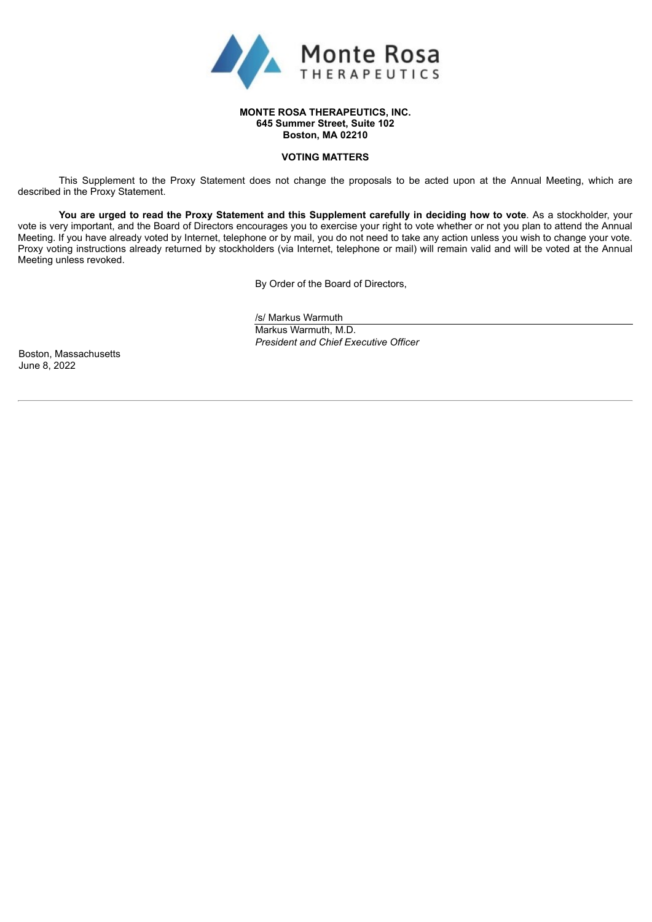**MONTE ROSA THERAPEUTICS, INC.**
**645 Summer Street, Suite 102**
**Boston, MA 02210**

**VOTING MATTERS**

This Supplement to the Proxy Statement does not change the proposals to be acted upon at the Annual Meeting, which are described in the Proxy Statement.

**You are urged to read the Proxy Statement and this Supplement carefully in deciding how to vote**. As a stockholder, your vote is very important, and the Board of Directors encourages you to exercise your right to vote whether or not you plan to attend the Annual Meeting. If you have already voted by Internet, telephone or by mail, you do not need to take any action unless you wish to change your vote. Proxy voting instructions already returned by stockholders (via Internet, telephone or mail) will remain valid and will be voted at the Annual Meeting unless revoked.

By Order of the Board of Directors,

/s/ Markus Warmuth
Markus Warmuth, M.D.
*President and Chief Executive Officer*

Boston, Massachusetts
June 8, 2022